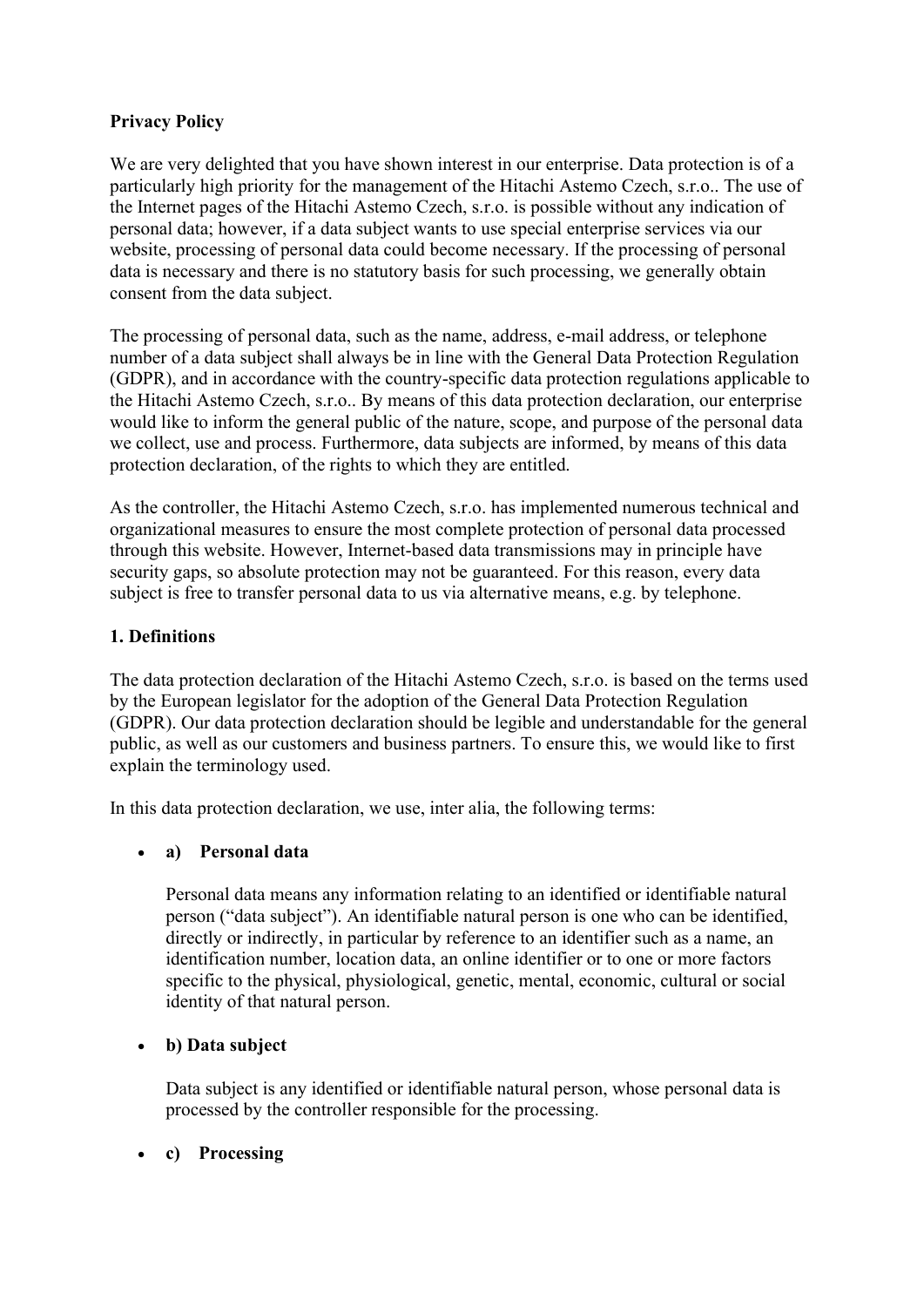**Privacy Policy**

We are very delighted that you have shown interest in our enterprise. Data protection is of a particularly high priority for the management of the Hitachi Astemo Czech, s.r.o.. The use of the Internet pages of the Hitachi Astemo Czech, s.r.o. is possible without any indication of personal data; however, if a data subject wants to use special enterprise services via our website, processing of personal data could become necessary. If the processing of personal data is necessary and there is no statutory basis for such processing, we generally obtain consent from the data subject.

The processing of personal data, such as the name, address, e-mail address, or telephone number of a data subject shall always be in line with the General Data Protection Regulation (GDPR), and in accordance with the country-specific data protection regulations applicable to the Hitachi Astemo Czech, s.r.o.. By means of this data protection declaration, our enterprise would like to inform the general public of the nature, scope, and purpose of the personal data we collect, use and process. Furthermore, data subjects are informed, by means of this data protection declaration, of the rights to which they are entitled.

As the controller, the Hitachi Astemo Czech, s.r.o. has implemented numerous technical and organizational measures to ensure the most complete protection of personal data processed through this website. However, Internet-based data transmissions may in principle have security gaps, so absolute protection may not be guaranteed. For this reason, every data subject is free to transfer personal data to us via alternative means, e.g. by telephone.

**1. Definitions**

The data protection declaration of the Hitachi Astemo Czech, s.r.o. is based on the terms used by the European legislator for the adoption of the General Data Protection Regulation (GDPR). Our data protection declaration should be legible and understandable for the general public, as well as our customers and business partners. To ensure this, we would like to first explain the terminology used.

In this data protection declaration, we use, inter alia, the following terms:

- **a) Personal data**

  Personal data means any information relating to an identified or identifiable natural person ("data subject"). An identifiable natural person is one who can be identified, directly or indirectly, in particular by reference to an identifier such as a name, an identification number, location data, an online identifier or to one or more factors specific to the physical, physiological, genetic, mental, economic, cultural or social identity of that natural person.

- **b) Data subject**

  Data subject is any identified or identifiable natural person, whose personal data is processed by the controller responsible for the processing.

- **c) Processing**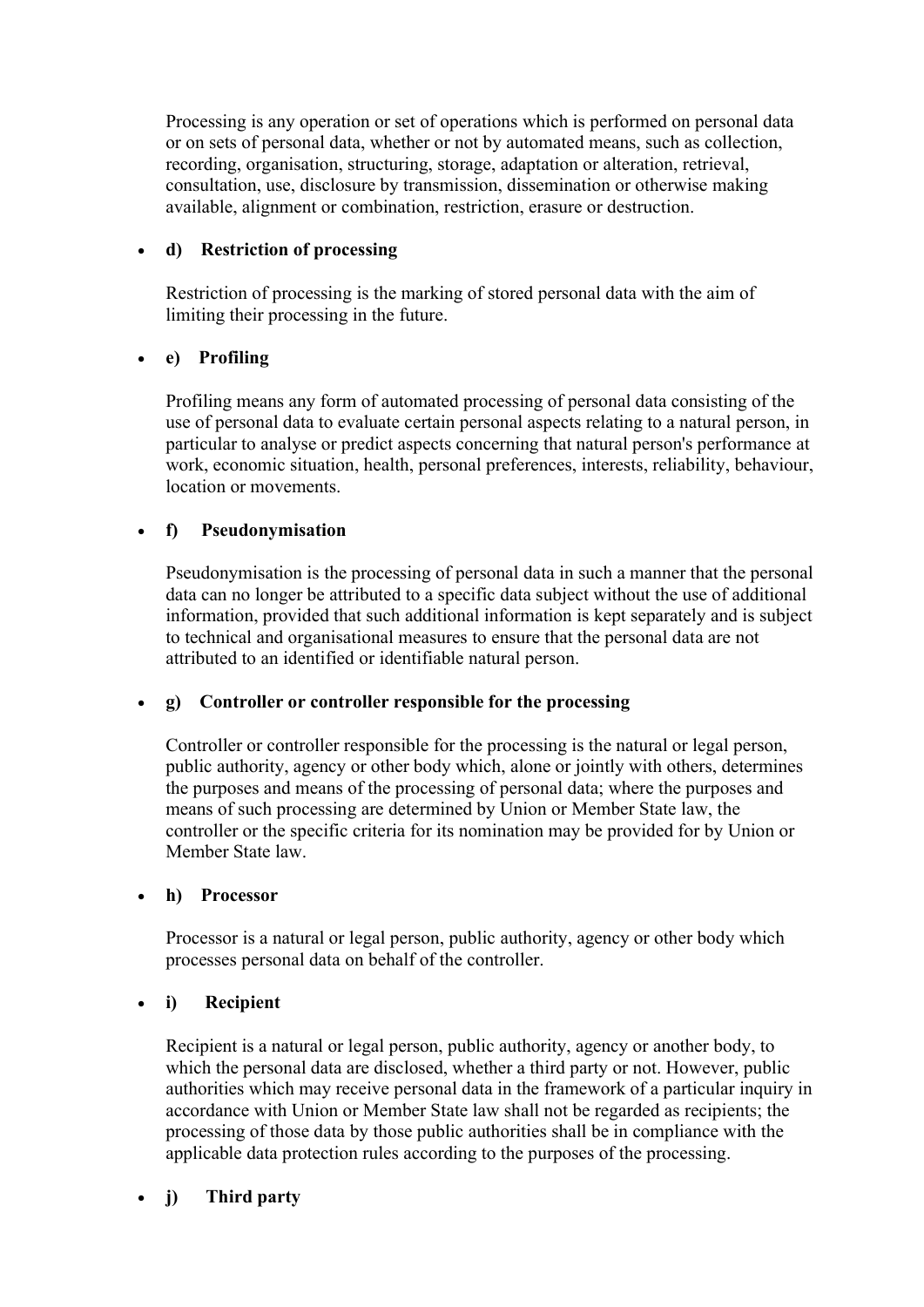Processing is any operation or set of operations which is performed on personal data or on sets of personal data, whether or not by automated means, such as collection, recording, organisation, structuring, storage, adaptation or alteration, retrieval, consultation, use, disclosure by transmission, dissemination or otherwise making available, alignment or combination, restriction, erasure or destruction.

- **d) Restriction of processing**

  Restriction of processing is the marking of stored personal data with the aim of limiting their processing in the future.

- **e) Profiling**

  Profiling means any form of automated processing of personal data consisting of the use of personal data to evaluate certain personal aspects relating to a natural person, in particular to analyse or predict aspects concerning that natural person's performance at work, economic situation, health, personal preferences, interests, reliability, behaviour, location or movements.

- **f) Pseudonymisation**

  Pseudonymisation is the processing of personal data in such a manner that the personal data can no longer be attributed to a specific data subject without the use of additional information, provided that such additional information is kept separately and is subject to technical and organisational measures to ensure that the personal data are not attributed to an identified or identifiable natural person.

- **g) Controller or controller responsible for the processing**

  Controller or controller responsible for the processing is the natural or legal person, public authority, agency or other body which, alone or jointly with others, determines the purposes and means of the processing of personal data; where the purposes and means of such processing are determined by Union or Member State law, the controller or the specific criteria for its nomination may be provided for by Union or Member State law.

- **h) Processor**

  Processor is a natural or legal person, public authority, agency or other body which processes personal data on behalf of the controller.

- **i) Recipient**

  Recipient is a natural or legal person, public authority, agency or another body, to which the personal data are disclosed, whether a third party or not. However, public authorities which may receive personal data in the framework of a particular inquiry in accordance with Union or Member State law shall not be regarded as recipients; the processing of those data by those public authorities shall be in compliance with the applicable data protection rules according to the purposes of the processing.

- **j) Third party**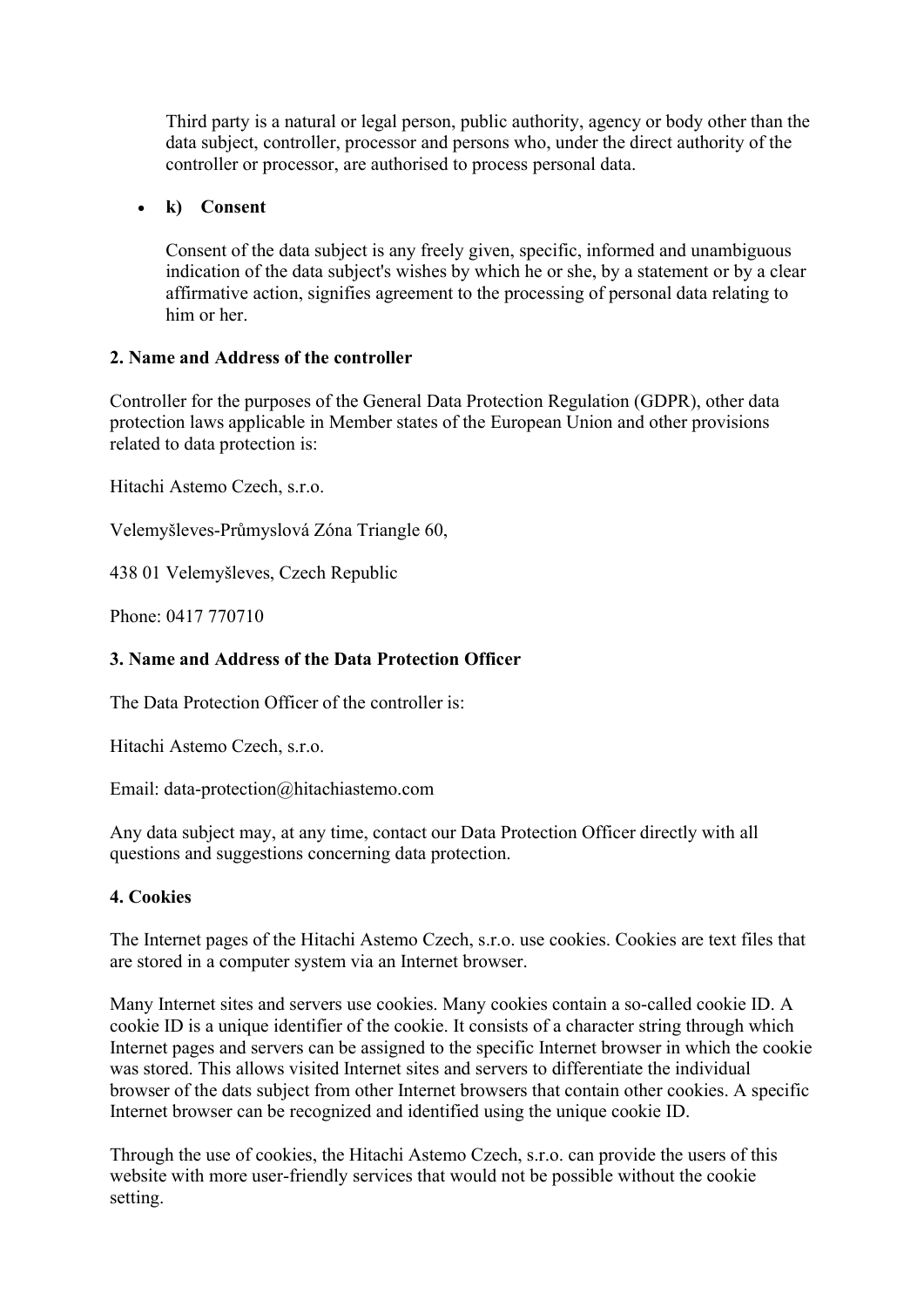Third party is a natural or legal person, public authority, agency or body other than the data subject, controller, processor and persons who, under the direct authority of the controller or processor, are authorised to process personal data.

- **k) Consent**

  Consent of the data subject is any freely given, specific, informed and unambiguous indication of the data subject's wishes by which he or she, by a statement or by a clear affirmative action, signifies agreement to the processing of personal data relating to him or her.

**2. Name and Address of the controller**

Controller for the purposes of the General Data Protection Regulation (GDPR), other data protection laws applicable in Member states of the European Union and other provisions related to data protection is:

Hitachi Astemo Czech, s.r.o.

Velemyšleves-Průmyslová Zóna Triangle 60,

438 01 Velemyšleves, Czech Republic

Phone: 0417 770710

**3. Name and Address of the Data Protection Officer**

The Data Protection Officer of the controller is:

Hitachi Astemo Czech, s.r.o.

Email: data-protection@hitachiastemo.com

Any data subject may, at any time, contact our Data Protection Officer directly with all questions and suggestions concerning data protection.

**4. Cookies**

The Internet pages of the Hitachi Astemo Czech, s.r.o. use cookies. Cookies are text files that are stored in a computer system via an Internet browser.

Many Internet sites and servers use cookies. Many cookies contain a so-called cookie ID. A cookie ID is a unique identifier of the cookie. It consists of a character string through which Internet pages and servers can be assigned to the specific Internet browser in which the cookie was stored. This allows visited Internet sites and servers to differentiate the individual browser of the dats subject from other Internet browsers that contain other cookies. A specific Internet browser can be recognized and identified using the unique cookie ID.

Through the use of cookies, the Hitachi Astemo Czech, s.r.o. can provide the users of this website with more user-friendly services that would not be possible without the cookie setting.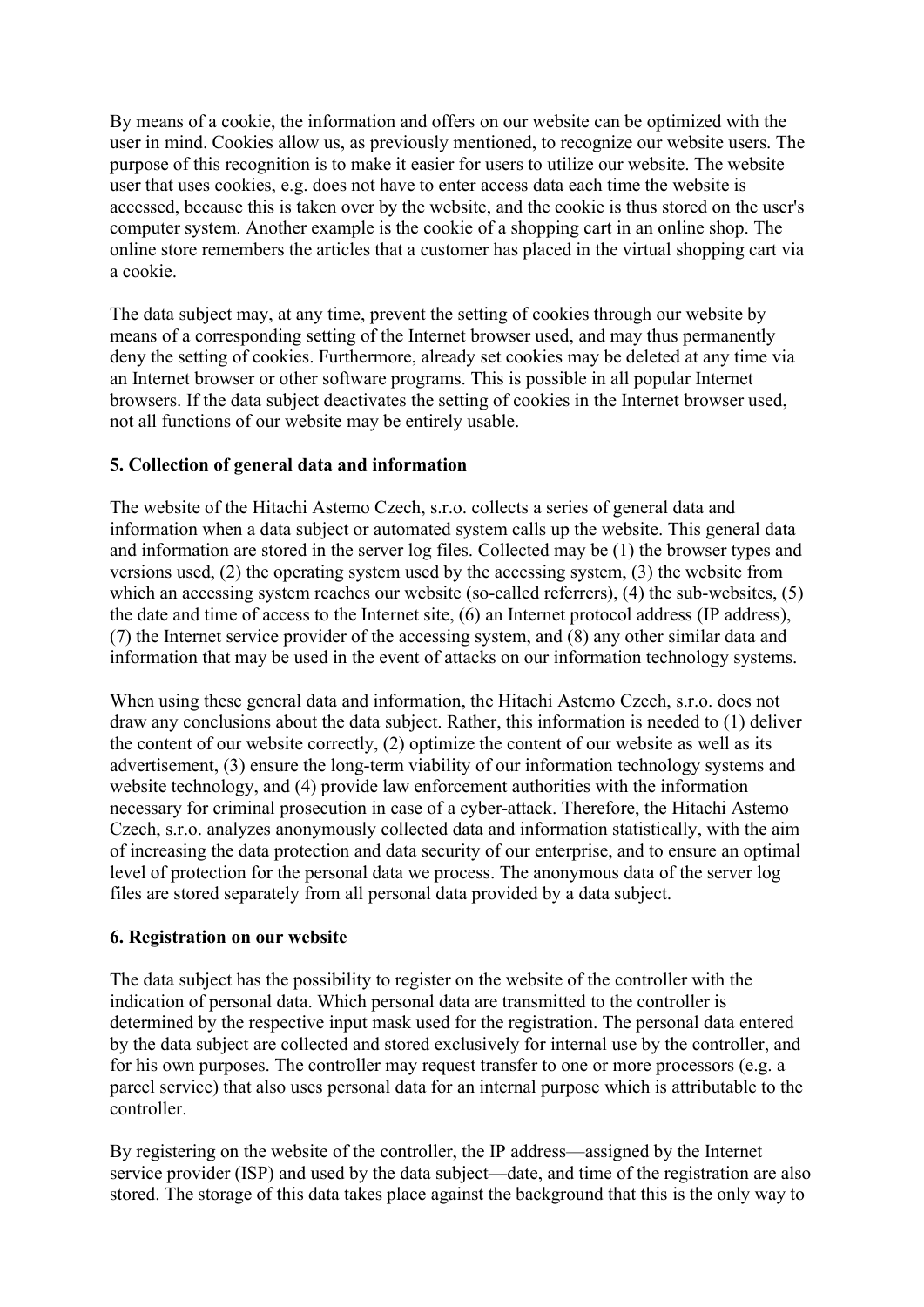By means of a cookie, the information and offers on our website can be optimized with the user in mind. Cookies allow us, as previously mentioned, to recognize our website users. The purpose of this recognition is to make it easier for users to utilize our website. The website user that uses cookies, e.g. does not have to enter access data each time the website is accessed, because this is taken over by the website, and the cookie is thus stored on the user's computer system. Another example is the cookie of a shopping cart in an online shop. The online store remembers the articles that a customer has placed in the virtual shopping cart via a cookie.

The data subject may, at any time, prevent the setting of cookies through our website by means of a corresponding setting of the Internet browser used, and may thus permanently deny the setting of cookies. Furthermore, already set cookies may be deleted at any time via an Internet browser or other software programs. This is possible in all popular Internet browsers. If the data subject deactivates the setting of cookies in the Internet browser used, not all functions of our website may be entirely usable.

**5. Collection of general data and information**

The website of the Hitachi Astemo Czech, s.r.o. collects a series of general data and information when a data subject or automated system calls up the website. This general data and information are stored in the server log files. Collected may be (1) the browser types and versions used, (2) the operating system used by the accessing system, (3) the website from which an accessing system reaches our website (so-called referrers), (4) the sub-websites, (5) the date and time of access to the Internet site, (6) an Internet protocol address (IP address), (7) the Internet service provider of the accessing system, and (8) any other similar data and information that may be used in the event of attacks on our information technology systems.

When using these general data and information, the Hitachi Astemo Czech, s.r.o. does not draw any conclusions about the data subject. Rather, this information is needed to (1) deliver the content of our website correctly, (2) optimize the content of our website as well as its advertisement, (3) ensure the long-term viability of our information technology systems and website technology, and (4) provide law enforcement authorities with the information necessary for criminal prosecution in case of a cyber-attack. Therefore, the Hitachi Astemo Czech, s.r.o. analyzes anonymously collected data and information statistically, with the aim of increasing the data protection and data security of our enterprise, and to ensure an optimal level of protection for the personal data we process. The anonymous data of the server log files are stored separately from all personal data provided by a data subject.

**6. Registration on our website**

The data subject has the possibility to register on the website of the controller with the indication of personal data. Which personal data are transmitted to the controller is determined by the respective input mask used for the registration. The personal data entered by the data subject are collected and stored exclusively for internal use by the controller, and for his own purposes. The controller may request transfer to one or more processors (e.g. a parcel service) that also uses personal data for an internal purpose which is attributable to the controller.

By registering on the website of the controller, the IP address—assigned by the Internet service provider (ISP) and used by the data subject—date, and time of the registration are also stored. The storage of this data takes place against the background that this is the only way to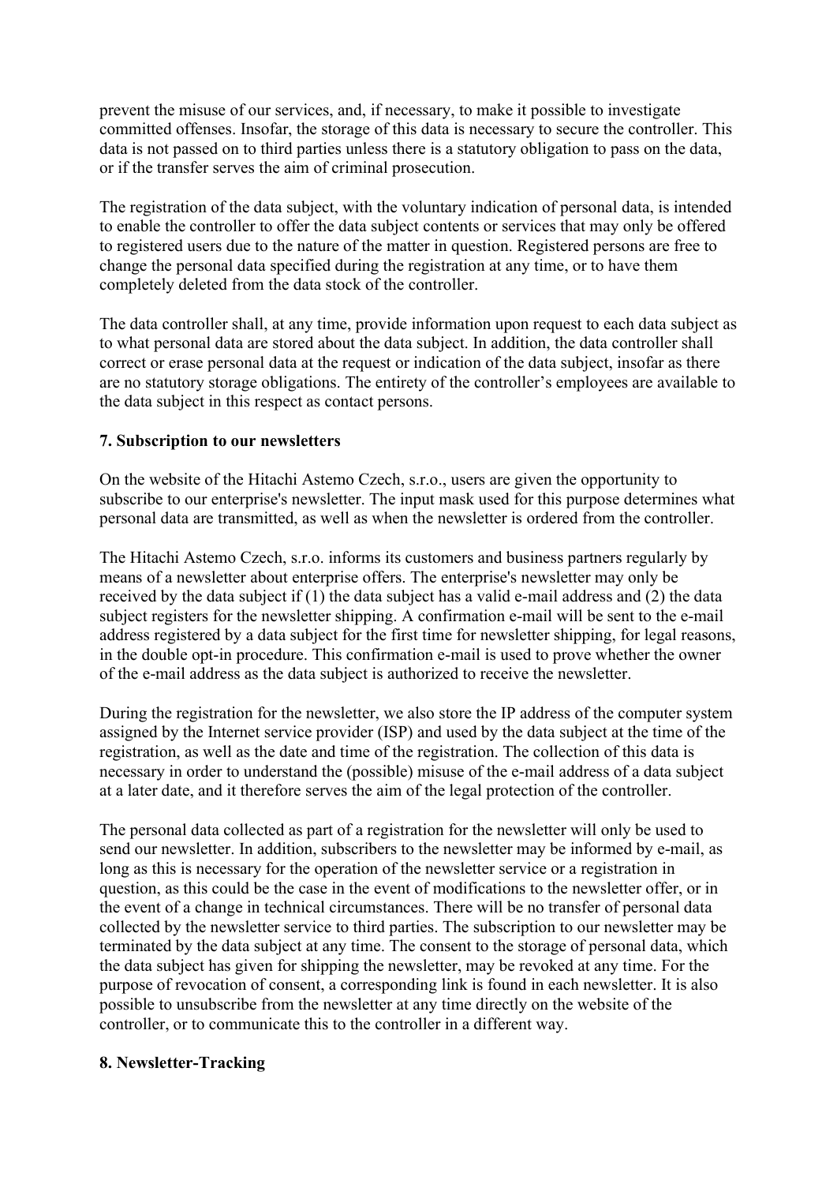prevent the misuse of our services, and, if necessary, to make it possible to investigate committed offenses. Insofar, the storage of this data is necessary to secure the controller. This data is not passed on to third parties unless there is a statutory obligation to pass on the data, or if the transfer serves the aim of criminal prosecution.

The registration of the data subject, with the voluntary indication of personal data, is intended to enable the controller to offer the data subject contents or services that may only be offered to registered users due to the nature of the matter in question. Registered persons are free to change the personal data specified during the registration at any time, or to have them completely deleted from the data stock of the controller.

The data controller shall, at any time, provide information upon request to each data subject as to what personal data are stored about the data subject. In addition, the data controller shall correct or erase personal data at the request or indication of the data subject, insofar as there are no statutory storage obligations. The entirety of the controller's employees are available to the data subject in this respect as contact persons.

## 7. Subscription to our newsletters

On the website of the Hitachi Astemo Czech, s.r.o., users are given the opportunity to subscribe to our enterprise's newsletter. The input mask used for this purpose determines what personal data are transmitted, as well as when the newsletter is ordered from the controller.

The Hitachi Astemo Czech, s.r.o. informs its customers and business partners regularly by means of a newsletter about enterprise offers. The enterprise's newsletter may only be received by the data subject if (1) the data subject has a valid e-mail address and (2) the data subject registers for the newsletter shipping. A confirmation e-mail will be sent to the e-mail address registered by a data subject for the first time for newsletter shipping, for legal reasons, in the double opt-in procedure. This confirmation e-mail is used to prove whether the owner of the e-mail address as the data subject is authorized to receive the newsletter.

During the registration for the newsletter, we also store the IP address of the computer system assigned by the Internet service provider (ISP) and used by the data subject at the time of the registration, as well as the date and time of the registration. The collection of this data is necessary in order to understand the (possible) misuse of the e-mail address of a data subject at a later date, and it therefore serves the aim of the legal protection of the controller.

The personal data collected as part of a registration for the newsletter will only be used to send our newsletter. In addition, subscribers to the newsletter may be informed by e-mail, as long as this is necessary for the operation of the newsletter service or a registration in question, as this could be the case in the event of modifications to the newsletter offer, or in the event of a change in technical circumstances. There will be no transfer of personal data collected by the newsletter service to third parties. The subscription to our newsletter may be terminated by the data subject at any time. The consent to the storage of personal data, which the data subject has given for shipping the newsletter, may be revoked at any time. For the purpose of revocation of consent, a corresponding link is found in each newsletter. It is also possible to unsubscribe from the newsletter at any time directly on the website of the controller, or to communicate this to the controller in a different way.

## 8. Newsletter-Tracking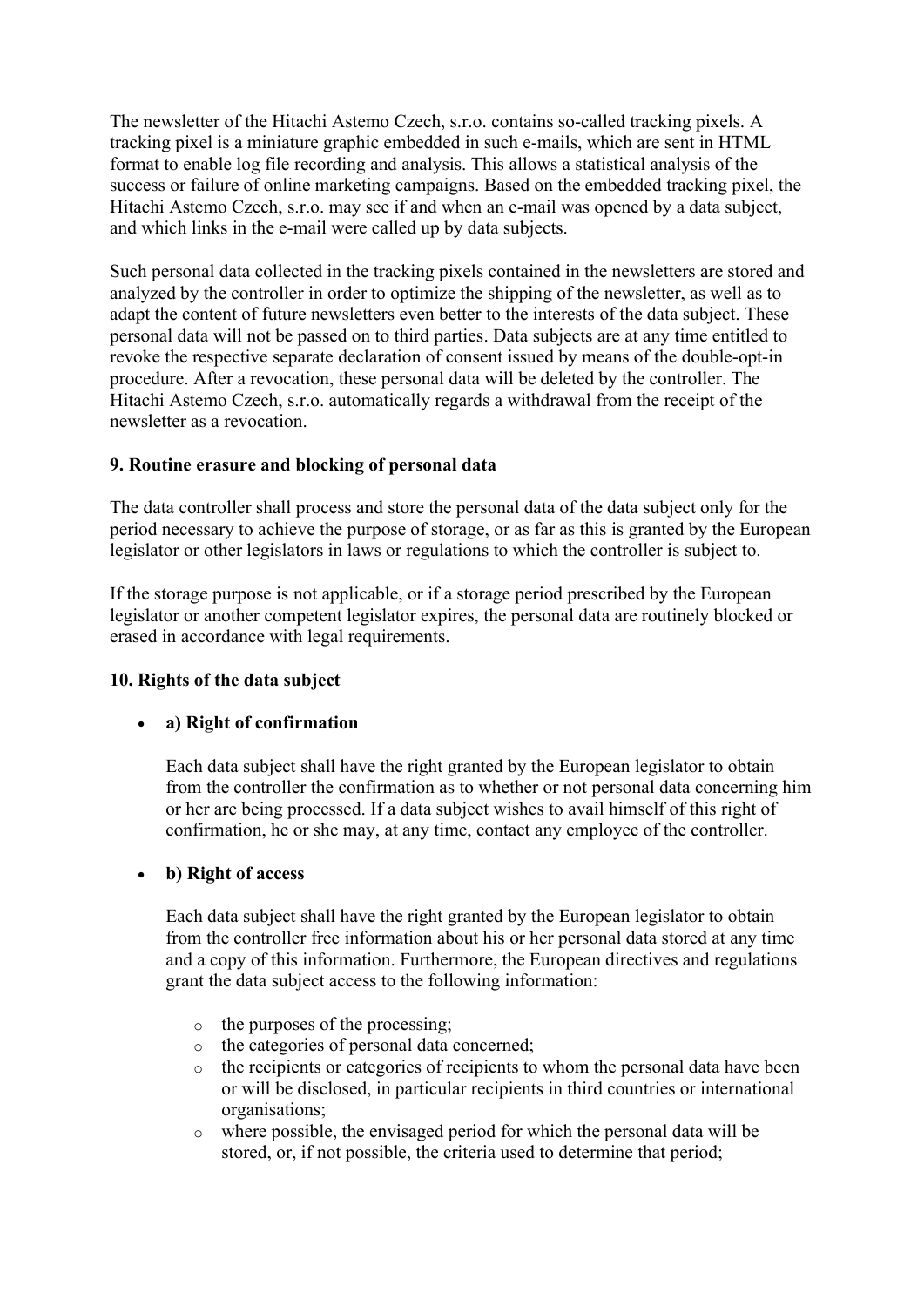The newsletter of the Hitachi Astemo Czech, s.r.o. contains so-called tracking pixels. A tracking pixel is a miniature graphic embedded in such e-mails, which are sent in HTML format to enable log file recording and analysis. This allows a statistical analysis of the success or failure of online marketing campaigns. Based on the embedded tracking pixel, the Hitachi Astemo Czech, s.r.o. may see if and when an e-mail was opened by a data subject, and which links in the e-mail were called up by data subjects.

Such personal data collected in the tracking pixels contained in the newsletters are stored and analyzed by the controller in order to optimize the shipping of the newsletter, as well as to adapt the content of future newsletters even better to the interests of the data subject. These personal data will not be passed on to third parties. Data subjects are at any time entitled to revoke the respective separate declaration of consent issued by means of the double-opt-in procedure. After a revocation, these personal data will be deleted by the controller. The Hitachi Astemo Czech, s.r.o. automatically regards a withdrawal from the receipt of the newsletter as a revocation.

### 9. Routine erasure and blocking of personal data

The data controller shall process and store the personal data of the data subject only for the period necessary to achieve the purpose of storage, or as far as this is granted by the European legislator or other legislators in laws or regulations to which the controller is subject to.

If the storage purpose is not applicable, or if a storage period prescribed by the European legislator or another competent legislator expires, the personal data are routinely blocked or erased in accordance with legal requirements.

### 10. Rights of the data subject

- **a) Right of confirmation**

  Each data subject shall have the right granted by the European legislator to obtain from the controller the confirmation as to whether or not personal data concerning him or her are being processed. If a data subject wishes to avail himself of this right of confirmation, he or she may, at any time, contact any employee of the controller.

- **b) Right of access**

  Each data subject shall have the right granted by the European legislator to obtain from the controller free information about his or her personal data stored at any time and a copy of this information. Furthermore, the European directives and regulations grant the data subject access to the following information:

  - the purposes of the processing;
  - the categories of personal data concerned;
  - the recipients or categories of recipients to whom the personal data have been or will be disclosed, in particular recipients in third countries or international organisations;
  - where possible, the envisaged period for which the personal data will be stored, or, if not possible, the criteria used to determine that period;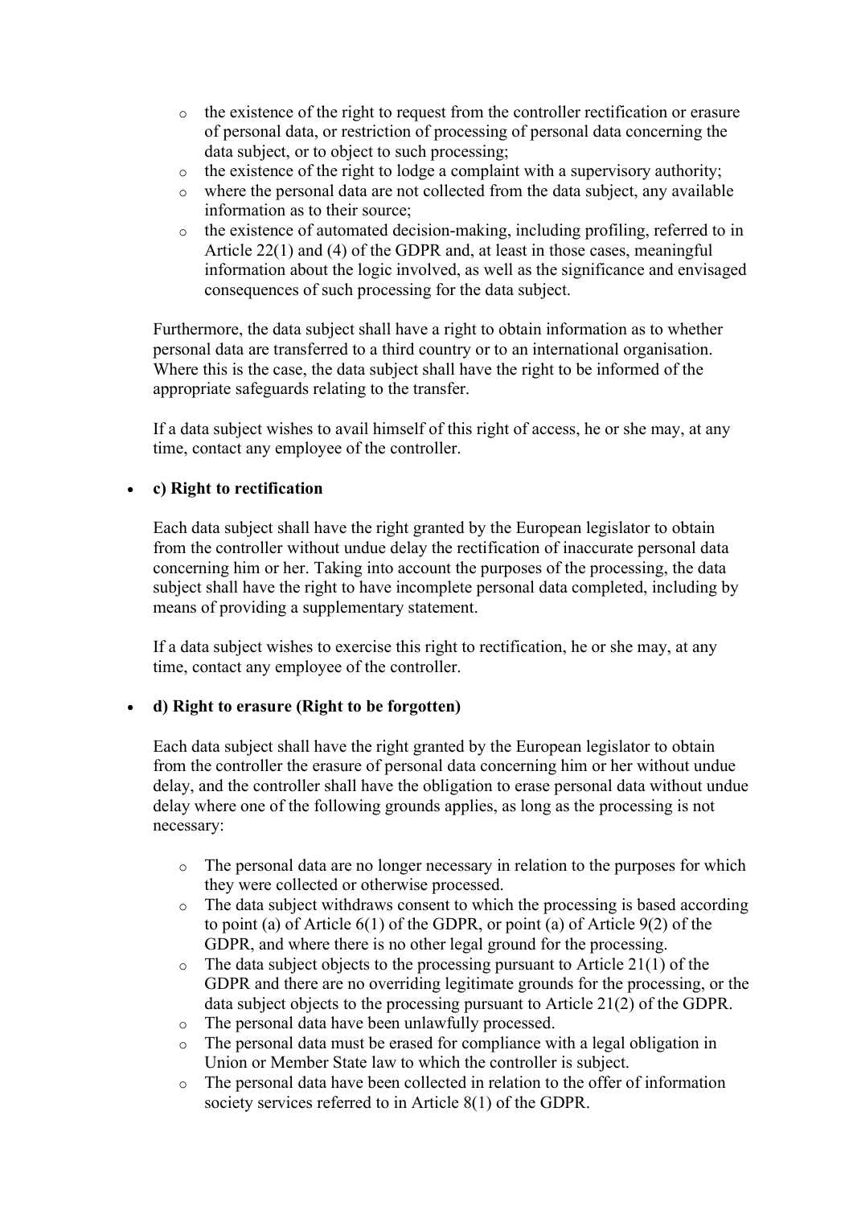- the existence of the right to request from the controller rectification or erasure of personal data, or restriction of processing of personal data concerning the data subject, or to object to such processing;
- the existence of the right to lodge a complaint with a supervisory authority;
- where the personal data are not collected from the data subject, any available information as to their source;
- the existence of automated decision-making, including profiling, referred to in Article 22(1) and (4) of the GDPR and, at least in those cases, meaningful information about the logic involved, as well as the significance and envisaged consequences of such processing for the data subject.

Furthermore, the data subject shall have a right to obtain information as to whether personal data are transferred to a third country or to an international organisation. Where this is the case, the data subject shall have the right to be informed of the appropriate safeguards relating to the transfer.

If a data subject wishes to avail himself of this right of access, he or she may, at any time, contact any employee of the controller.

- **c) Right to rectification**

  Each data subject shall have the right granted by the European legislator to obtain from the controller without undue delay the rectification of inaccurate personal data concerning him or her. Taking into account the purposes of the processing, the data subject shall have the right to have incomplete personal data completed, including by means of providing a supplementary statement.

  If a data subject wishes to exercise this right to rectification, he or she may, at any time, contact any employee of the controller.

- **d) Right to erasure (Right to be forgotten)**

  Each data subject shall have the right granted by the European legislator to obtain from the controller the erasure of personal data concerning him or her without undue delay, and the controller shall have the obligation to erase personal data without undue delay where one of the following grounds applies, as long as the processing is not necessary:

  - The personal data are no longer necessary in relation to the purposes for which they were collected or otherwise processed.
  - The data subject withdraws consent to which the processing is based according to point (a) of Article 6(1) of the GDPR, or point (a) of Article 9(2) of the GDPR, and where there is no other legal ground for the processing.
  - The data subject objects to the processing pursuant to Article 21(1) of the GDPR and there are no overriding legitimate grounds for the processing, or the data subject objects to the processing pursuant to Article 21(2) of the GDPR.
  - The personal data have been unlawfully processed.
  - The personal data must be erased for compliance with a legal obligation in Union or Member State law to which the controller is subject.
  - The personal data have been collected in relation to the offer of information society services referred to in Article 8(1) of the GDPR.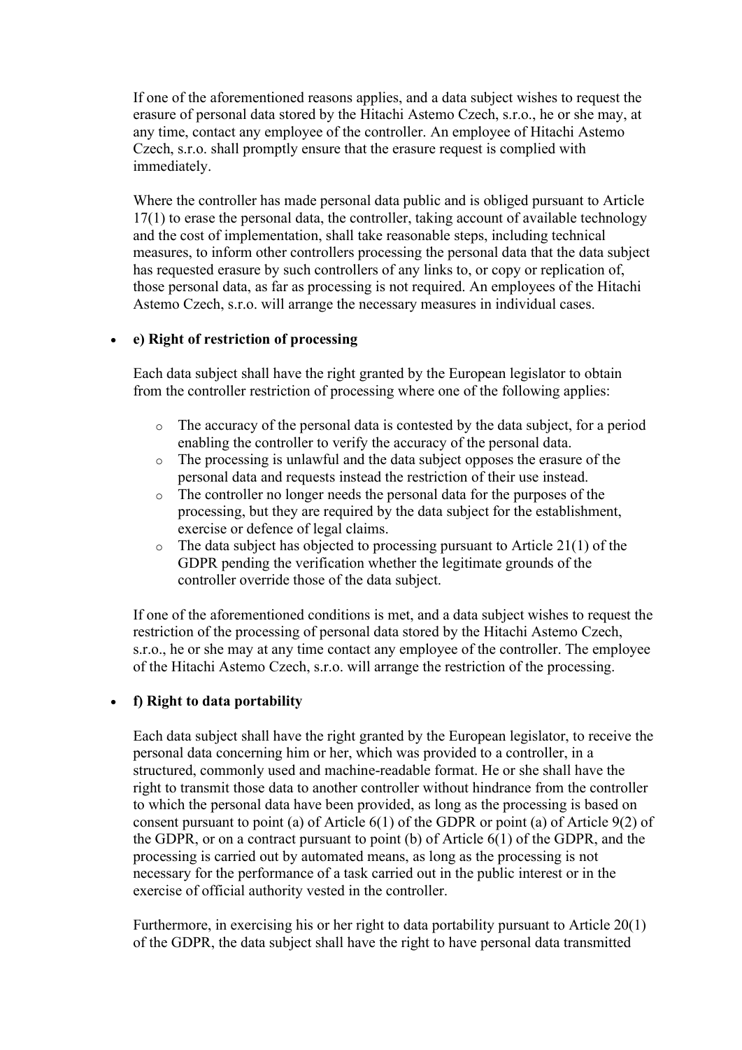If one of the aforementioned reasons applies, and a data subject wishes to request the erasure of personal data stored by the Hitachi Astemo Czech, s.r.o., he or she may, at any time, contact any employee of the controller. An employee of Hitachi Astemo Czech, s.r.o. shall promptly ensure that the erasure request is complied with immediately.

Where the controller has made personal data public and is obliged pursuant to Article 17(1) to erase the personal data, the controller, taking account of available technology and the cost of implementation, shall take reasonable steps, including technical measures, to inform other controllers processing the personal data that the data subject has requested erasure by such controllers of any links to, or copy or replication of, those personal data, as far as processing is not required. An employees of the Hitachi Astemo Czech, s.r.o. will arrange the necessary measures in individual cases.

- **e) Right of restriction of processing**

  Each data subject shall have the right granted by the European legislator to obtain from the controller restriction of processing where one of the following applies:

  - The accuracy of the personal data is contested by the data subject, for a period enabling the controller to verify the accuracy of the personal data.
  - The processing is unlawful and the data subject opposes the erasure of the personal data and requests instead the restriction of their use instead.
  - The controller no longer needs the personal data for the purposes of the processing, but they are required by the data subject for the establishment, exercise or defence of legal claims.
  - The data subject has objected to processing pursuant to Article 21(1) of the GDPR pending the verification whether the legitimate grounds of the controller override those of the data subject.

  If one of the aforementioned conditions is met, and a data subject wishes to request the restriction of the processing of personal data stored by the Hitachi Astemo Czech, s.r.o., he or she may at any time contact any employee of the controller. The employee of the Hitachi Astemo Czech, s.r.o. will arrange the restriction of the processing.

- **f) Right to data portability**

  Each data subject shall have the right granted by the European legislator, to receive the personal data concerning him or her, which was provided to a controller, in a structured, commonly used and machine-readable format. He or she shall have the right to transmit those data to another controller without hindrance from the controller to which the personal data have been provided, as long as the processing is based on consent pursuant to point (a) of Article 6(1) of the GDPR or point (a) of Article 9(2) of the GDPR, or on a contract pursuant to point (b) of Article 6(1) of the GDPR, and the processing is carried out by automated means, as long as the processing is not necessary for the performance of a task carried out in the public interest or in the exercise of official authority vested in the controller.

  Furthermore, in exercising his or her right to data portability pursuant to Article 20(1) of the GDPR, the data subject shall have the right to have personal data transmitted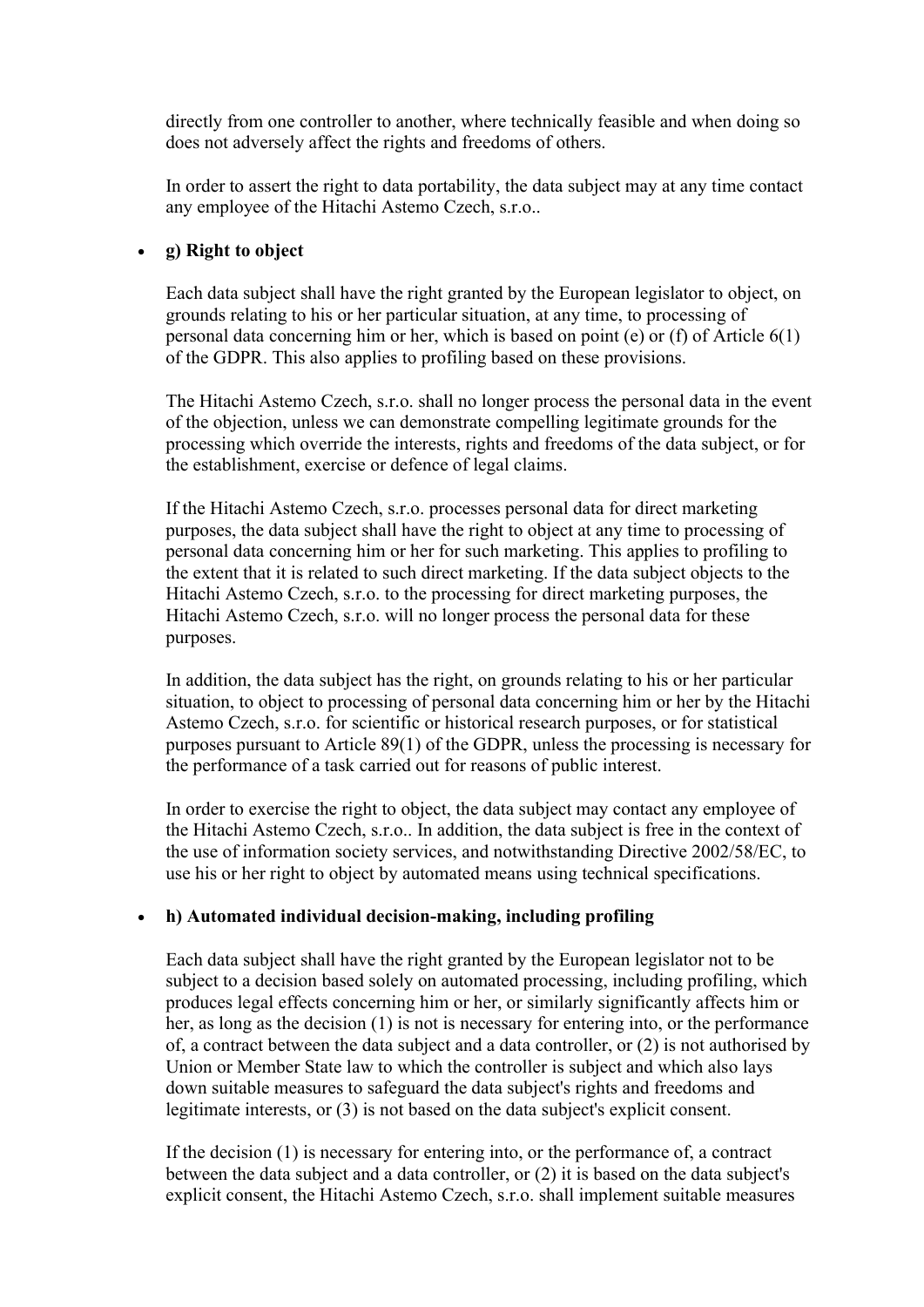directly from one controller to another, where technically feasible and when doing so does not adversely affect the rights and freedoms of others.

In order to assert the right to data portability, the data subject may at any time contact any employee of the Hitachi Astemo Czech, s.r.o..

- **g) Right to object**

  Each data subject shall have the right granted by the European legislator to object, on grounds relating to his or her particular situation, at any time, to processing of personal data concerning him or her, which is based on point (e) or (f) of Article 6(1) of the GDPR. This also applies to profiling based on these provisions.

  The Hitachi Astemo Czech, s.r.o. shall no longer process the personal data in the event of the objection, unless we can demonstrate compelling legitimate grounds for the processing which override the interests, rights and freedoms of the data subject, or for the establishment, exercise or defence of legal claims.

  If the Hitachi Astemo Czech, s.r.o. processes personal data for direct marketing purposes, the data subject shall have the right to object at any time to processing of personal data concerning him or her for such marketing. This applies to profiling to the extent that it is related to such direct marketing. If the data subject objects to the Hitachi Astemo Czech, s.r.o. to the processing for direct marketing purposes, the Hitachi Astemo Czech, s.r.o. will no longer process the personal data for these purposes.

  In addition, the data subject has the right, on grounds relating to his or her particular situation, to object to processing of personal data concerning him or her by the Hitachi Astemo Czech, s.r.o. for scientific or historical research purposes, or for statistical purposes pursuant to Article 89(1) of the GDPR, unless the processing is necessary for the performance of a task carried out for reasons of public interest.

  In order to exercise the right to object, the data subject may contact any employee of the Hitachi Astemo Czech, s.r.o.. In addition, the data subject is free in the context of the use of information society services, and notwithstanding Directive 2002/58/EC, to use his or her right to object by automated means using technical specifications.

- **h) Automated individual decision-making, including profiling**

  Each data subject shall have the right granted by the European legislator not to be subject to a decision based solely on automated processing, including profiling, which produces legal effects concerning him or her, or similarly significantly affects him or her, as long as the decision (1) is not is necessary for entering into, or the performance of, a contract between the data subject and a data controller, or (2) is not authorised by Union or Member State law to which the controller is subject and which also lays down suitable measures to safeguard the data subject's rights and freedoms and legitimate interests, or (3) is not based on the data subject's explicit consent.

  If the decision (1) is necessary for entering into, or the performance of, a contract between the data subject and a data controller, or (2) it is based on the data subject's explicit consent, the Hitachi Astemo Czech, s.r.o. shall implement suitable measures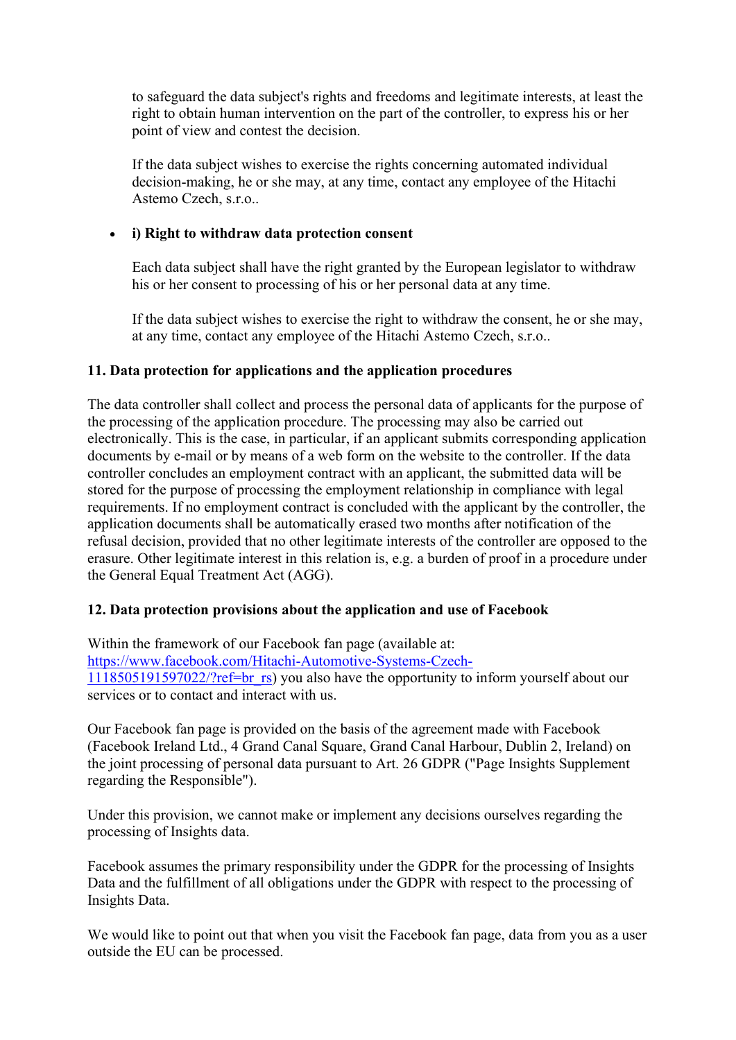to safeguard the data subject's rights and freedoms and legitimate interests, at least the right to obtain human intervention on the part of the controller, to express his or her point of view and contest the decision.

If the data subject wishes to exercise the rights concerning automated individual decision-making, he or she may, at any time, contact any employee of the Hitachi Astemo Czech, s.r.o..

- **i) Right to withdraw data protection consent**

  Each data subject shall have the right granted by the European legislator to withdraw his or her consent to processing of his or her personal data at any time.

  If the data subject wishes to exercise the right to withdraw the consent, he or she may, at any time, contact any employee of the Hitachi Astemo Czech, s.r.o..

**11. Data protection for applications and the application procedures**

The data controller shall collect and process the personal data of applicants for the purpose of the processing of the application procedure. The processing may also be carried out electronically. This is the case, in particular, if an applicant submits corresponding application documents by e-mail or by means of a web form on the website to the controller. If the data controller concludes an employment contract with an applicant, the submitted data will be stored for the purpose of processing the employment relationship in compliance with legal requirements. If no employment contract is concluded with the applicant by the controller, the application documents shall be automatically erased two months after notification of the refusal decision, provided that no other legitimate interests of the controller are opposed to the erasure. Other legitimate interest in this relation is, e.g. a burden of proof in a procedure under the General Equal Treatment Act (AGG).

**12. Data protection provisions about the application and use of Facebook**

Within the framework of our Facebook fan page (available at: [https://www.facebook.com/Hitachi-Automotive-Systems-Czech-1118505191597022/?ref=br_rs](https://www.facebook.com/Hitachi-Automotive-Systems-Czech-1118505191597022/?ref=br_rs)) you also have the opportunity to inform yourself about our services or to contact and interact with us.

Our Facebook fan page is provided on the basis of the agreement made with Facebook (Facebook Ireland Ltd., 4 Grand Canal Square, Grand Canal Harbour, Dublin 2, Ireland) on the joint processing of personal data pursuant to Art. 26 GDPR ("Page Insights Supplement regarding the Responsible").

Under this provision, we cannot make or implement any decisions ourselves regarding the processing of Insights data.

Facebook assumes the primary responsibility under the GDPR for the processing of Insights Data and the fulfillment of all obligations under the GDPR with respect to the processing of Insights Data.

We would like to point out that when you visit the Facebook fan page, data from you as a user outside the EU can be processed.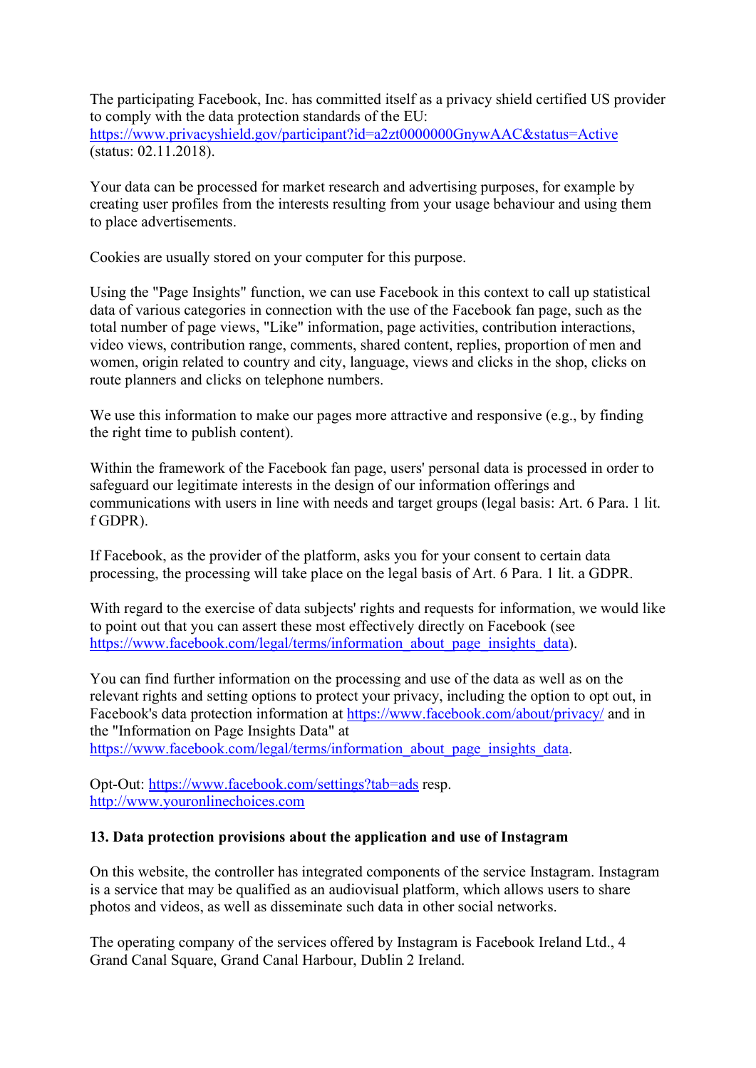The participating Facebook, Inc. has committed itself as a privacy shield certified US provider to comply with the data protection standards of the EU: https://www.privacyshield.gov/participant?id=a2zt0000000GnywAAC&status=Active (status: 02.11.2018).

Your data can be processed for market research and advertising purposes, for example by creating user profiles from the interests resulting from your usage behaviour and using them to place advertisements.

Cookies are usually stored on your computer for this purpose.

Using the "Page Insights" function, we can use Facebook in this context to call up statistical data of various categories in connection with the use of the Facebook fan page, such as the total number of page views, "Like" information, page activities, contribution interactions, video views, contribution range, comments, shared content, replies, proportion of men and women, origin related to country and city, language, views and clicks in the shop, clicks on route planners and clicks on telephone numbers.

We use this information to make our pages more attractive and responsive (e.g., by finding the right time to publish content).

Within the framework of the Facebook fan page, users' personal data is processed in order to safeguard our legitimate interests in the design of our information offerings and communications with users in line with needs and target groups (legal basis: Art. 6 Para. 1 lit. f GDPR).

If Facebook, as the provider of the platform, asks you for your consent to certain data processing, the processing will take place on the legal basis of Art. 6 Para. 1 lit. a GDPR.

With regard to the exercise of data subjects' rights and requests for information, we would like to point out that you can assert these most effectively directly on Facebook (see https://www.facebook.com/legal/terms/information_about_page_insights_data).

You can find further information on the processing and use of the data as well as on the relevant rights and setting options to protect your privacy, including the option to opt out, in Facebook's data protection information at https://www.facebook.com/about/privacy/ and in the "Information on Page Insights Data" at https://www.facebook.com/legal/terms/information_about_page_insights_data.

Opt-Out: https://www.facebook.com/settings?tab=ads resp. http://www.youronlinechoices.com

**13. Data protection provisions about the application and use of Instagram**

On this website, the controller has integrated components of the service Instagram. Instagram is a service that may be qualified as an audiovisual platform, which allows users to share photos and videos, as well as disseminate such data in other social networks.

The operating company of the services offered by Instagram is Facebook Ireland Ltd., 4 Grand Canal Square, Grand Canal Harbour, Dublin 2 Ireland.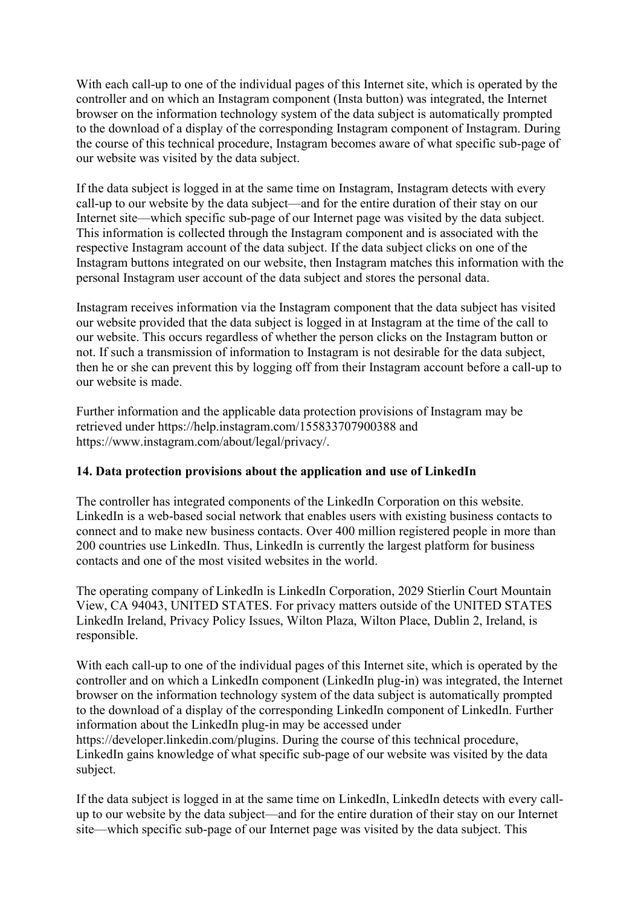With each call-up to one of the individual pages of this Internet site, which is operated by the controller and on which an Instagram component (Insta button) was integrated, the Internet browser on the information technology system of the data subject is automatically prompted to the download of a display of the corresponding Instagram component of Instagram. During the course of this technical procedure, Instagram becomes aware of what specific sub-page of our website was visited by the data subject.

If the data subject is logged in at the same time on Instagram, Instagram detects with every call-up to our website by the data subject—and for the entire duration of their stay on our Internet site—which specific sub-page of our Internet page was visited by the data subject. This information is collected through the Instagram component and is associated with the respective Instagram account of the data subject. If the data subject clicks on one of the Instagram buttons integrated on our website, then Instagram matches this information with the personal Instagram user account of the data subject and stores the personal data.

Instagram receives information via the Instagram component that the data subject has visited our website provided that the data subject is logged in at Instagram at the time of the call to our website. This occurs regardless of whether the person clicks on the Instagram button or not. If such a transmission of information to Instagram is not desirable for the data subject, then he or she can prevent this by logging off from their Instagram account before a call-up to our website is made.

Further information and the applicable data protection provisions of Instagram may be retrieved under https://help.instagram.com/155833707900388 and https://www.instagram.com/about/legal/privacy/.

### 14. Data protection provisions about the application and use of LinkedIn

The controller has integrated components of the LinkedIn Corporation on this website. LinkedIn is a web-based social network that enables users with existing business contacts to connect and to make new business contacts. Over 400 million registered people in more than 200 countries use LinkedIn. Thus, LinkedIn is currently the largest platform for business contacts and one of the most visited websites in the world.

The operating company of LinkedIn is LinkedIn Corporation, 2029 Stierlin Court Mountain View, CA 94043, UNITED STATES. For privacy matters outside of the UNITED STATES LinkedIn Ireland, Privacy Policy Issues, Wilton Plaza, Wilton Place, Dublin 2, Ireland, is responsible.

With each call-up to one of the individual pages of this Internet site, which is operated by the controller and on which a LinkedIn component (LinkedIn plug-in) was integrated, the Internet browser on the information technology system of the data subject is automatically prompted to the download of a display of the corresponding LinkedIn component of LinkedIn. Further information about the LinkedIn plug-in may be accessed under https://developer.linkedin.com/plugins. During the course of this technical procedure, LinkedIn gains knowledge of what specific sub-page of our website was visited by the data subject.

If the data subject is logged in at the same time on LinkedIn, LinkedIn detects with every call-up to our website by the data subject—and for the entire duration of their stay on our Internet site—which specific sub-page of our Internet page was visited by the data subject. This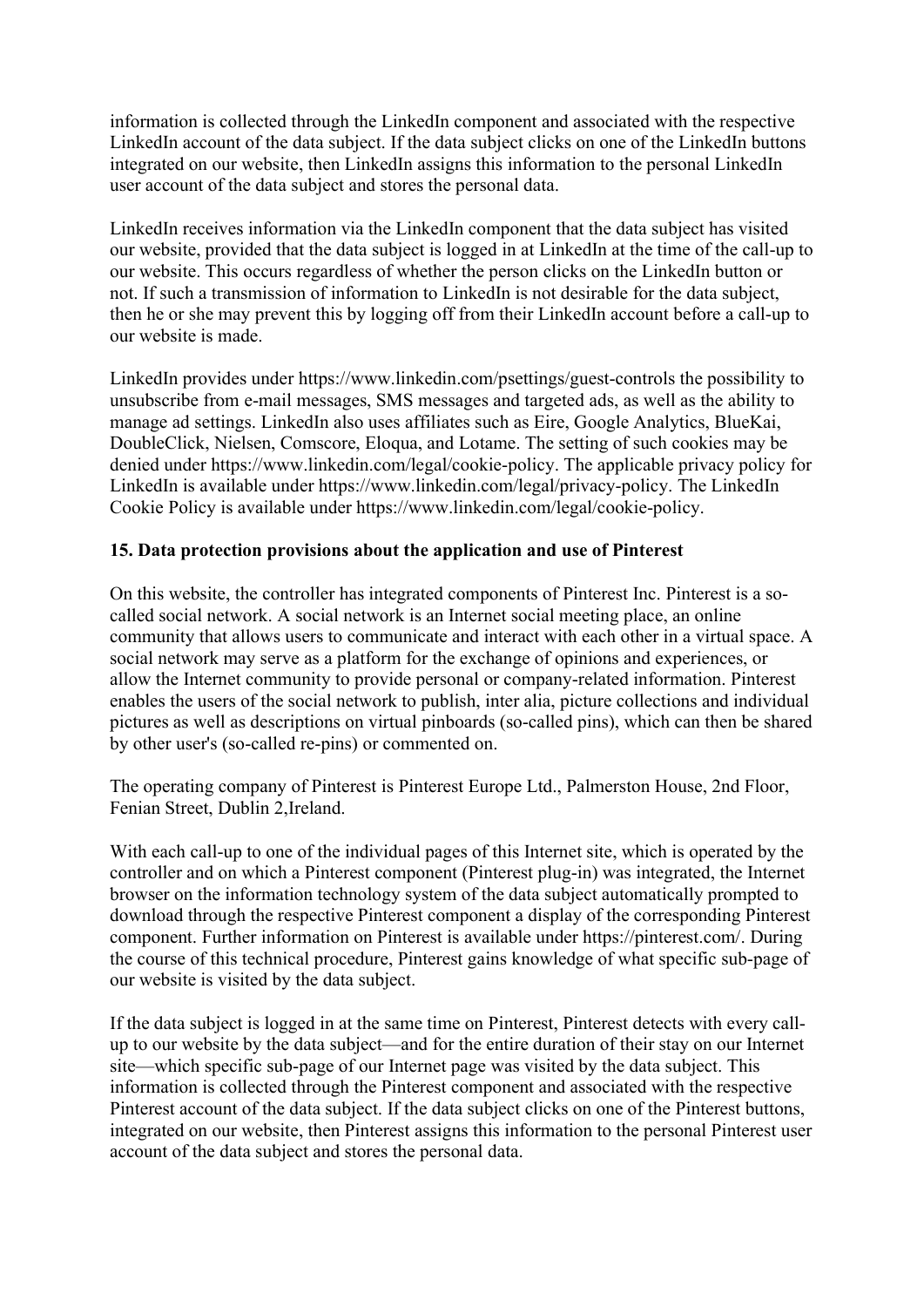information is collected through the LinkedIn component and associated with the respective LinkedIn account of the data subject. If the data subject clicks on one of the LinkedIn buttons integrated on our website, then LinkedIn assigns this information to the personal LinkedIn user account of the data subject and stores the personal data.

LinkedIn receives information via the LinkedIn component that the data subject has visited our website, provided that the data subject is logged in at LinkedIn at the time of the call-up to our website. This occurs regardless of whether the person clicks on the LinkedIn button or not. If such a transmission of information to LinkedIn is not desirable for the data subject, then he or she may prevent this by logging off from their LinkedIn account before a call-up to our website is made.

LinkedIn provides under https://www.linkedin.com/psettings/guest-controls the possibility to unsubscribe from e-mail messages, SMS messages and targeted ads, as well as the ability to manage ad settings. LinkedIn also uses affiliates such as Eire, Google Analytics, BlueKai, DoubleClick, Nielsen, Comscore, Eloqua, and Lotame. The setting of such cookies may be denied under https://www.linkedin.com/legal/cookie-policy. The applicable privacy policy for LinkedIn is available under https://www.linkedin.com/legal/privacy-policy. The LinkedIn Cookie Policy is available under https://www.linkedin.com/legal/cookie-policy.

### 15. Data protection provisions about the application and use of Pinterest

On this website, the controller has integrated components of Pinterest Inc. Pinterest is a so-called social network. A social network is an Internet social meeting place, an online community that allows users to communicate and interact with each other in a virtual space. A social network may serve as a platform for the exchange of opinions and experiences, or allow the Internet community to provide personal or company-related information. Pinterest enables the users of the social network to publish, inter alia, picture collections and individual pictures as well as descriptions on virtual pinboards (so-called pins), which can then be shared by other user's (so-called re-pins) or commented on.

The operating company of Pinterest is Pinterest Europe Ltd., Palmerston House, 2nd Floor, Fenian Street, Dublin 2,Ireland.

With each call-up to one of the individual pages of this Internet site, which is operated by the controller and on which a Pinterest component (Pinterest plug-in) was integrated, the Internet browser on the information technology system of the data subject automatically prompted to download through the respective Pinterest component a display of the corresponding Pinterest component. Further information on Pinterest is available under https://pinterest.com/. During the course of this technical procedure, Pinterest gains knowledge of what specific sub-page of our website is visited by the data subject.

If the data subject is logged in at the same time on Pinterest, Pinterest detects with every call-up to our website by the data subject—and for the entire duration of their stay on our Internet site—which specific sub-page of our Internet page was visited by the data subject. This information is collected through the Pinterest component and associated with the respective Pinterest account of the data subject. If the data subject clicks on one of the Pinterest buttons, integrated on our website, then Pinterest assigns this information to the personal Pinterest user account of the data subject and stores the personal data.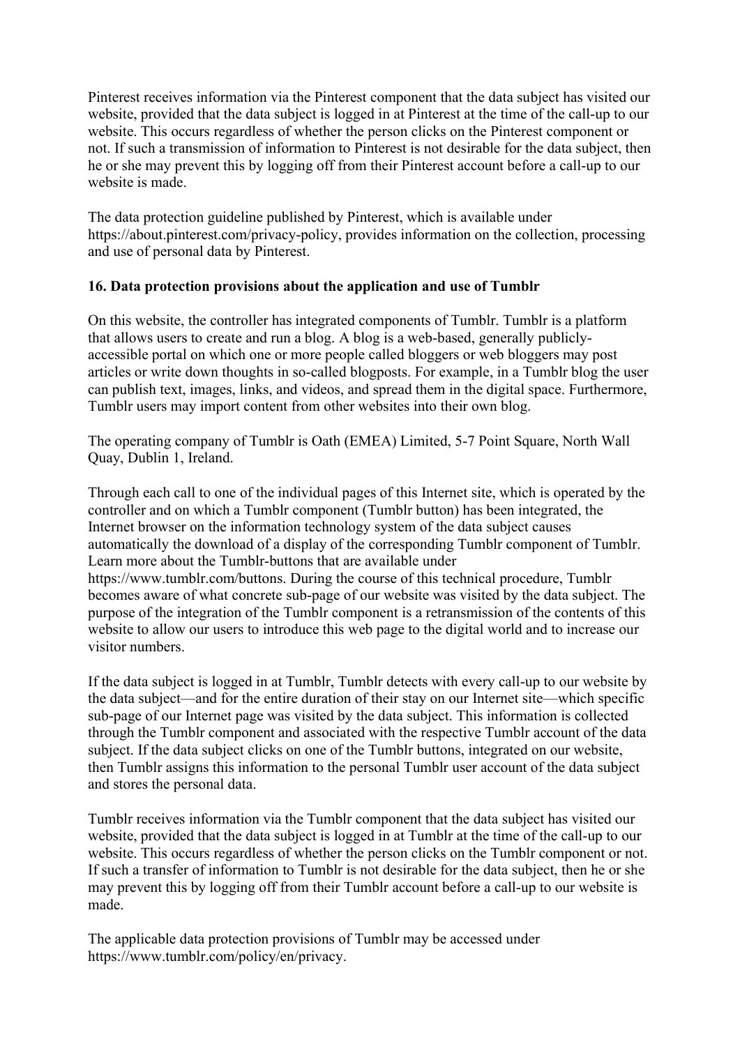Pinterest receives information via the Pinterest component that the data subject has visited our website, provided that the data subject is logged in at Pinterest at the time of the call-up to our website. This occurs regardless of whether the person clicks on the Pinterest component or not. If such a transmission of information to Pinterest is not desirable for the data subject, then he or she may prevent this by logging off from their Pinterest account before a call-up to our website is made.

The data protection guideline published by Pinterest, which is available under https://about.pinterest.com/privacy-policy, provides information on the collection, processing and use of personal data by Pinterest.

**16. Data protection provisions about the application and use of Tumblr**

On this website, the controller has integrated components of Tumblr. Tumblr is a platform that allows users to create and run a blog. A blog is a web-based, generally publicly-accessible portal on which one or more people called bloggers or web bloggers may post articles or write down thoughts in so-called blogposts. For example, in a Tumblr blog the user can publish text, images, links, and videos, and spread them in the digital space. Furthermore, Tumblr users may import content from other websites into their own blog.

The operating company of Tumblr is Oath (EMEA) Limited, 5-7 Point Square, North Wall Quay, Dublin 1, Ireland.

Through each call to one of the individual pages of this Internet site, which is operated by the controller and on which a Tumblr component (Tumblr button) has been integrated, the Internet browser on the information technology system of the data subject causes automatically the download of a display of the corresponding Tumblr component of Tumblr. Learn more about the Tumblr-buttons that are available under https://www.tumblr.com/buttons. During the course of this technical procedure, Tumblr becomes aware of what concrete sub-page of our website was visited by the data subject. The purpose of the integration of the Tumblr component is a retransmission of the contents of this website to allow our users to introduce this web page to the digital world and to increase our visitor numbers.

If the data subject is logged in at Tumblr, Tumblr detects with every call-up to our website by the data subject—and for the entire duration of their stay on our Internet site—which specific sub-page of our Internet page was visited by the data subject. This information is collected through the Tumblr component and associated with the respective Tumblr account of the data subject. If the data subject clicks on one of the Tumblr buttons, integrated on our website, then Tumblr assigns this information to the personal Tumblr user account of the data subject and stores the personal data.

Tumblr receives information via the Tumblr component that the data subject has visited our website, provided that the data subject is logged in at Tumblr at the time of the call-up to our website. This occurs regardless of whether the person clicks on the Tumblr component or not. If such a transfer of information to Tumblr is not desirable for the data subject, then he or she may prevent this by logging off from their Tumblr account before a call-up to our website is made.

The applicable data protection provisions of Tumblr may be accessed under https://www.tumblr.com/policy/en/privacy.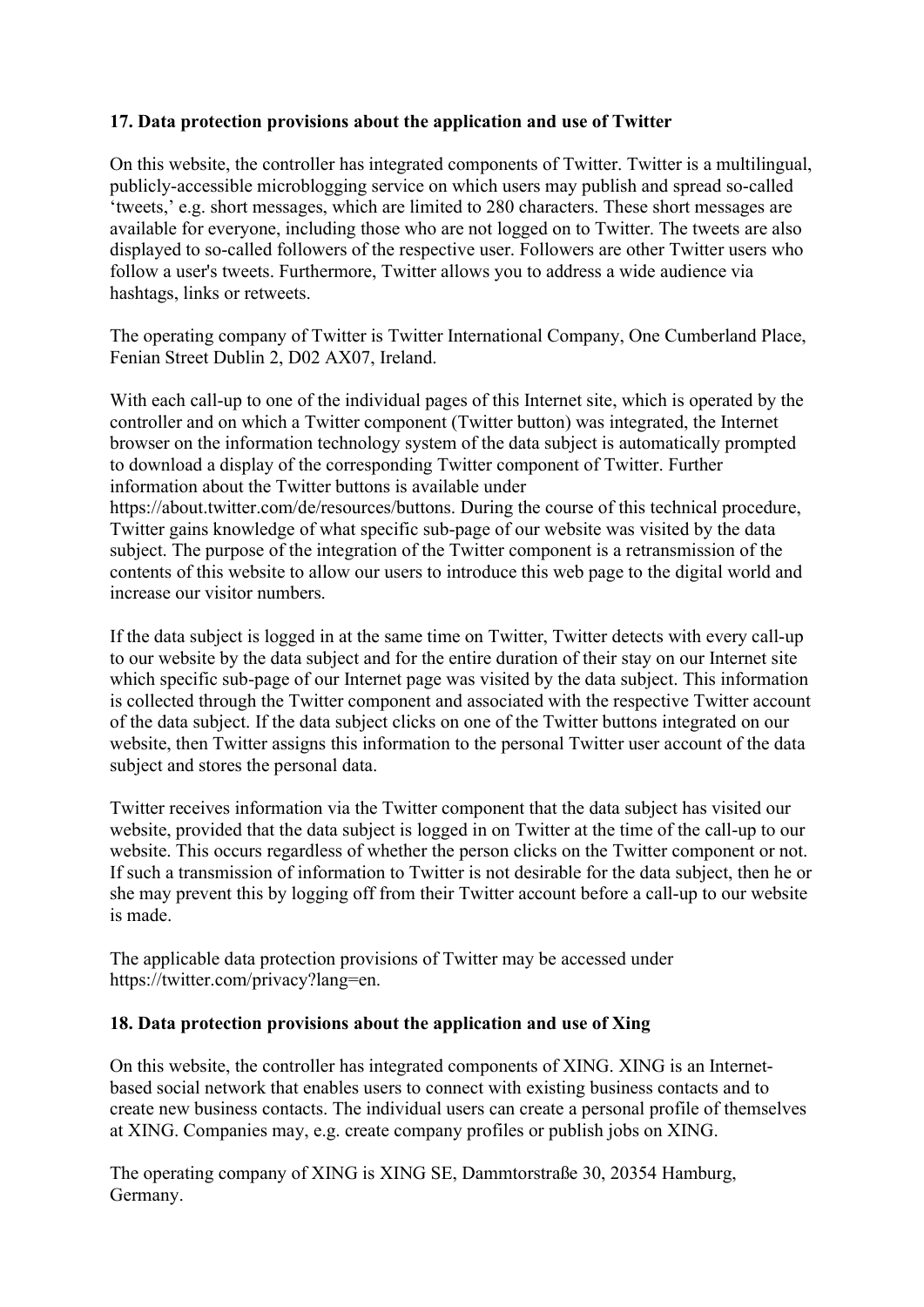**17. Data protection provisions about the application and use of Twitter**

On this website, the controller has integrated components of Twitter. Twitter is a multilingual, publicly-accessible microblogging service on which users may publish and spread so-called 'tweets,' e.g. short messages, which are limited to 280 characters. These short messages are available for everyone, including those who are not logged on to Twitter. The tweets are also displayed to so-called followers of the respective user. Followers are other Twitter users who follow a user's tweets. Furthermore, Twitter allows you to address a wide audience via hashtags, links or retweets.

The operating company of Twitter is Twitter International Company, One Cumberland Place, Fenian Street Dublin 2, D02 AX07, Ireland.

With each call-up to one of the individual pages of this Internet site, which is operated by the controller and on which a Twitter component (Twitter button) was integrated, the Internet browser on the information technology system of the data subject is automatically prompted to download a display of the corresponding Twitter component of Twitter. Further information about the Twitter buttons is available under https://about.twitter.com/de/resources/buttons. During the course of this technical procedure, Twitter gains knowledge of what specific sub-page of our website was visited by the data subject. The purpose of the integration of the Twitter component is a retransmission of the contents of this website to allow our users to introduce this web page to the digital world and increase our visitor numbers.

If the data subject is logged in at the same time on Twitter, Twitter detects with every call-up to our website by the data subject and for the entire duration of their stay on our Internet site which specific sub-page of our Internet page was visited by the data subject. This information is collected through the Twitter component and associated with the respective Twitter account of the data subject. If the data subject clicks on one of the Twitter buttons integrated on our website, then Twitter assigns this information to the personal Twitter user account of the data subject and stores the personal data.

Twitter receives information via the Twitter component that the data subject has visited our website, provided that the data subject is logged in on Twitter at the time of the call-up to our website. This occurs regardless of whether the person clicks on the Twitter component or not. If such a transmission of information to Twitter is not desirable for the data subject, then he or she may prevent this by logging off from their Twitter account before a call-up to our website is made.

The applicable data protection provisions of Twitter may be accessed under https://twitter.com/privacy?lang=en.

**18. Data protection provisions about the application and use of Xing**

On this website, the controller has integrated components of XING. XING is an Internet-based social network that enables users to connect with existing business contacts and to create new business contacts. The individual users can create a personal profile of themselves at XING. Companies may, e.g. create company profiles or publish jobs on XING.

The operating company of XING is XING SE, Dammtorstraße 30, 20354 Hamburg, Germany.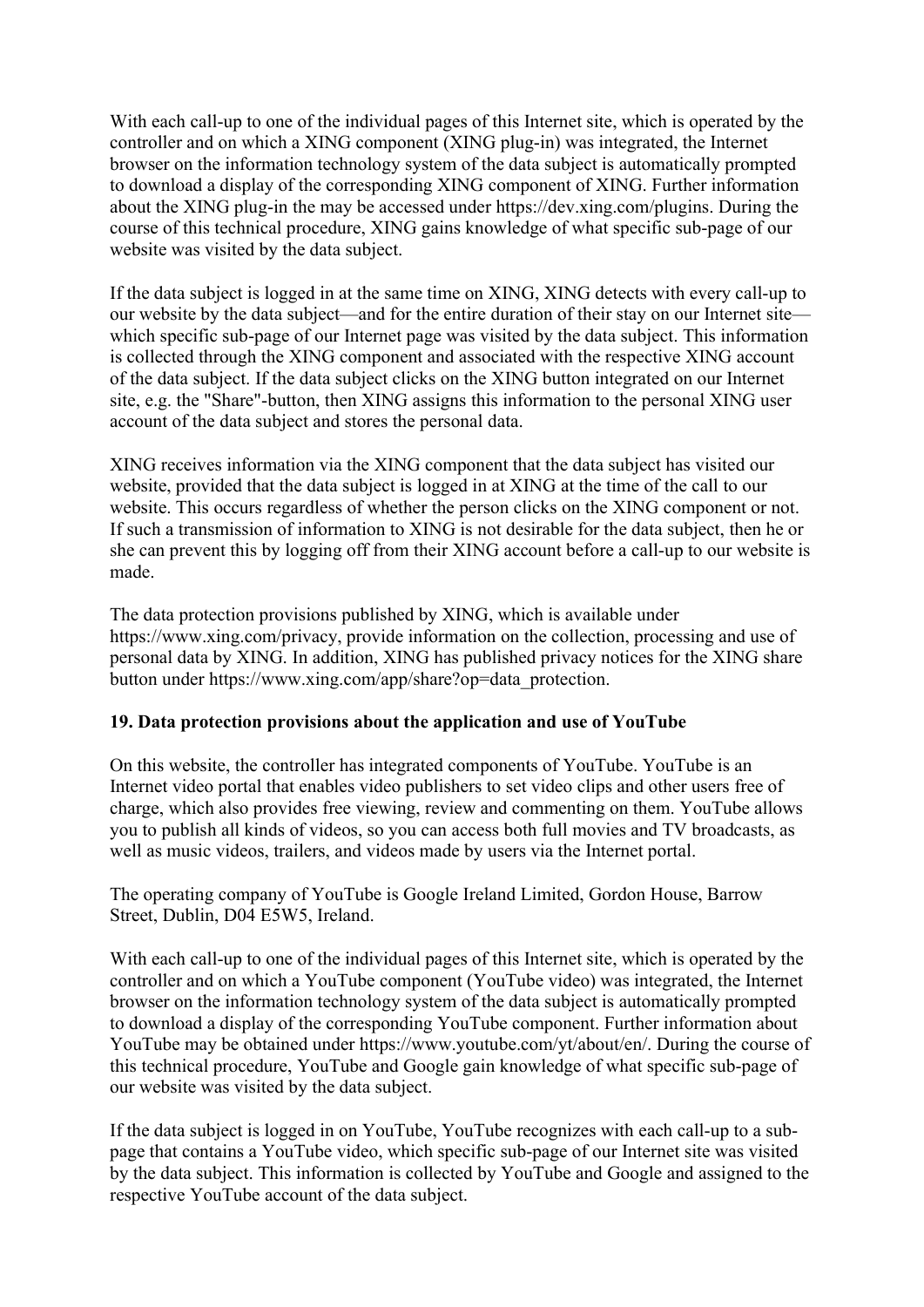With each call-up to one of the individual pages of this Internet site, which is operated by the controller and on which a XING component (XING plug-in) was integrated, the Internet browser on the information technology system of the data subject is automatically prompted to download a display of the corresponding XING component of XING. Further information about the XING plug-in the may be accessed under https://dev.xing.com/plugins. During the course of this technical procedure, XING gains knowledge of what specific sub-page of our website was visited by the data subject.

If the data subject is logged in at the same time on XING, XING detects with every call-up to our website by the data subject—and for the entire duration of their stay on our Internet site—which specific sub-page of our Internet page was visited by the data subject. This information is collected through the XING component and associated with the respective XING account of the data subject. If the data subject clicks on the XING button integrated on our Internet site, e.g. the "Share"-button, then XING assigns this information to the personal XING user account of the data subject and stores the personal data.

XING receives information via the XING component that the data subject has visited our website, provided that the data subject is logged in at XING at the time of the call to our website. This occurs regardless of whether the person clicks on the XING component or not. If such a transmission of information to XING is not desirable for the data subject, then he or she can prevent this by logging off from their XING account before a call-up to our website is made.

The data protection provisions published by XING, which is available under https://www.xing.com/privacy, provide information on the collection, processing and use of personal data by XING. In addition, XING has published privacy notices for the XING share button under https://www.xing.com/app/share?op=data_protection.

**19. Data protection provisions about the application and use of YouTube**

On this website, the controller has integrated components of YouTube. YouTube is an Internet video portal that enables video publishers to set video clips and other users free of charge, which also provides free viewing, review and commenting on them. YouTube allows you to publish all kinds of videos, so you can access both full movies and TV broadcasts, as well as music videos, trailers, and videos made by users via the Internet portal.

The operating company of YouTube is Google Ireland Limited, Gordon House, Barrow Street, Dublin, D04 E5W5, Ireland.

With each call-up to one of the individual pages of this Internet site, which is operated by the controller and on which a YouTube component (YouTube video) was integrated, the Internet browser on the information technology system of the data subject is automatically prompted to download a display of the corresponding YouTube component. Further information about YouTube may be obtained under https://www.youtube.com/yt/about/en/. During the course of this technical procedure, YouTube and Google gain knowledge of what specific sub-page of our website was visited by the data subject.

If the data subject is logged in on YouTube, YouTube recognizes with each call-up to a sub-page that contains a YouTube video, which specific sub-page of our Internet site was visited by the data subject. This information is collected by YouTube and Google and assigned to the respective YouTube account of the data subject.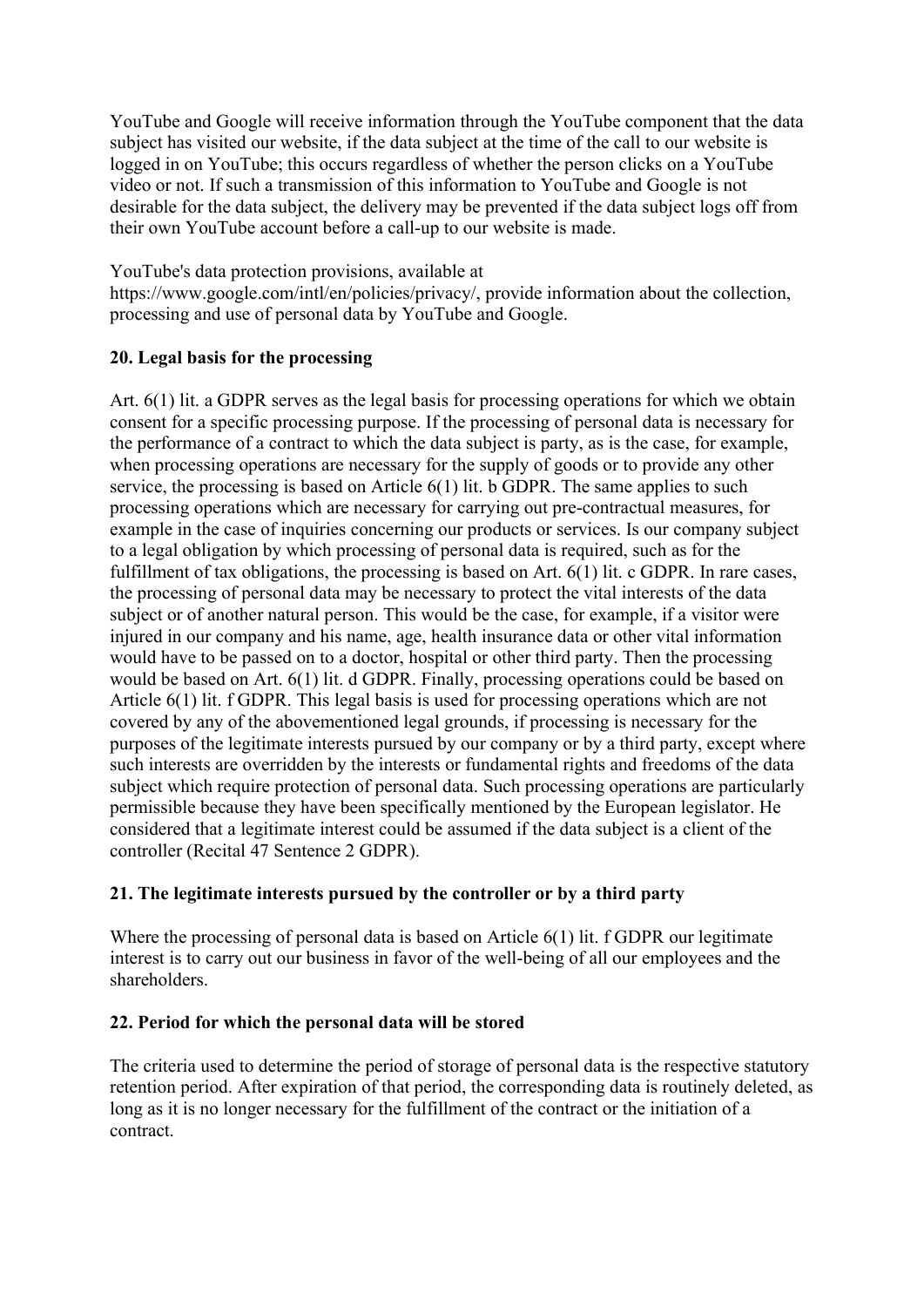YouTube and Google will receive information through the YouTube component that the data subject has visited our website, if the data subject at the time of the call to our website is logged in on YouTube; this occurs regardless of whether the person clicks on a YouTube video or not. If such a transmission of this information to YouTube and Google is not desirable for the data subject, the delivery may be prevented if the data subject logs off from their own YouTube account before a call-up to our website is made.

YouTube's data protection provisions, available at https://www.google.com/intl/en/policies/privacy/, provide information about the collection, processing and use of personal data by YouTube and Google.

### 20. Legal basis for the processing

Art. 6(1) lit. a GDPR serves as the legal basis for processing operations for which we obtain consent for a specific processing purpose. If the processing of personal data is necessary for the performance of a contract to which the data subject is party, as is the case, for example, when processing operations are necessary for the supply of goods or to provide any other service, the processing is based on Article 6(1) lit. b GDPR. The same applies to such processing operations which are necessary for carrying out pre-contractual measures, for example in the case of inquiries concerning our products or services. Is our company subject to a legal obligation by which processing of personal data is required, such as for the fulfillment of tax obligations, the processing is based on Art. 6(1) lit. c GDPR. In rare cases, the processing of personal data may be necessary to protect the vital interests of the data subject or of another natural person. This would be the case, for example, if a visitor were injured in our company and his name, age, health insurance data or other vital information would have to be passed on to a doctor, hospital or other third party. Then the processing would be based on Art. 6(1) lit. d GDPR. Finally, processing operations could be based on Article 6(1) lit. f GDPR. This legal basis is used for processing operations which are not covered by any of the abovementioned legal grounds, if processing is necessary for the purposes of the legitimate interests pursued by our company or by a third party, except where such interests are overridden by the interests or fundamental rights and freedoms of the data subject which require protection of personal data. Such processing operations are particularly permissible because they have been specifically mentioned by the European legislator. He considered that a legitimate interest could be assumed if the data subject is a client of the controller (Recital 47 Sentence 2 GDPR).

### 21. The legitimate interests pursued by the controller or by a third party

Where the processing of personal data is based on Article 6(1) lit. f GDPR our legitimate interest is to carry out our business in favor of the well-being of all our employees and the shareholders.

### 22. Period for which the personal data will be stored

The criteria used to determine the period of storage of personal data is the respective statutory retention period. After expiration of that period, the corresponding data is routinely deleted, as long as it is no longer necessary for the fulfillment of the contract or the initiation of a contract.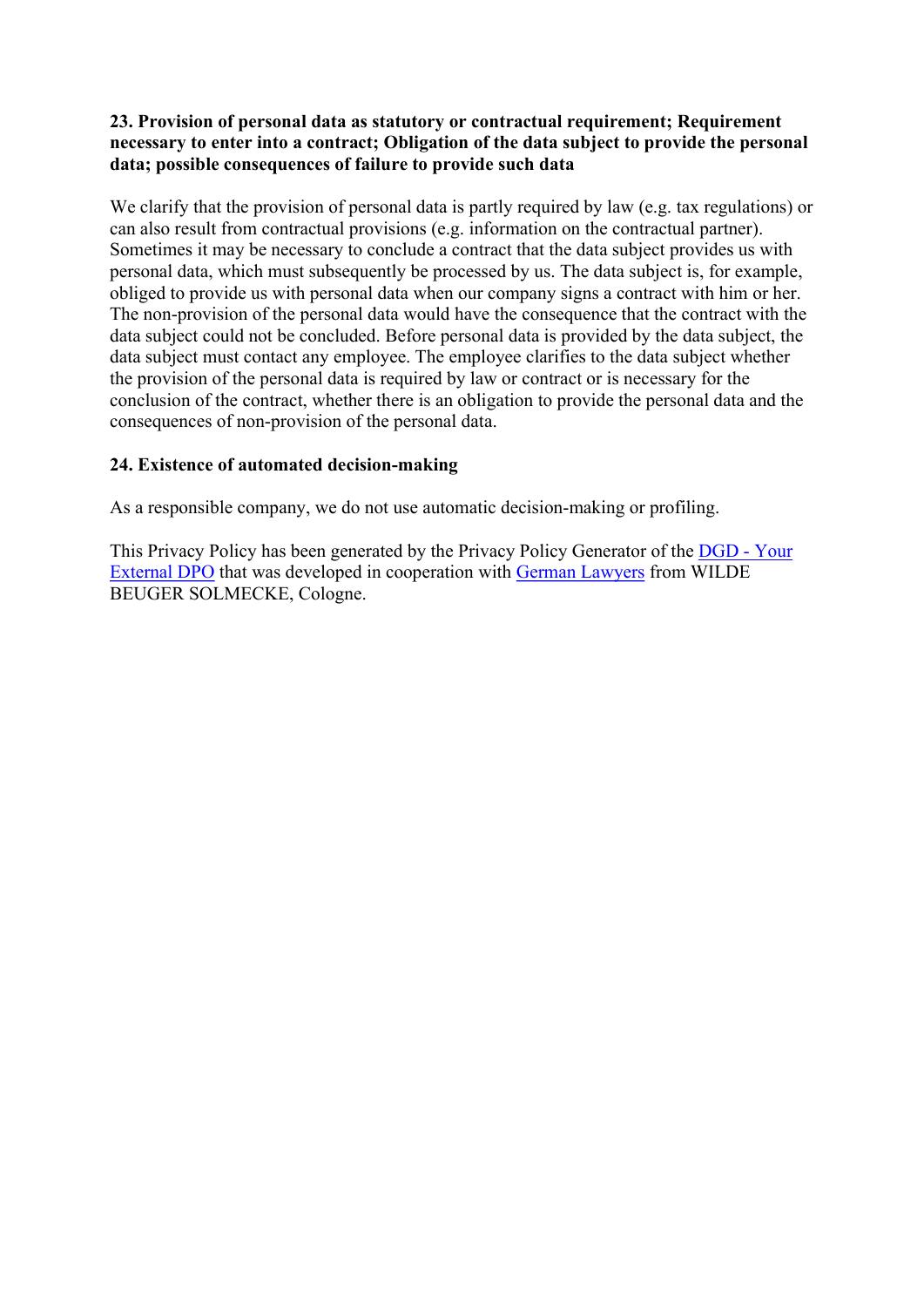### 23. Provision of personal data as statutory or contractual requirement; Requirement necessary to enter into a contract; Obligation of the data subject to provide the personal data; possible consequences of failure to provide such data

We clarify that the provision of personal data is partly required by law (e.g. tax regulations) or can also result from contractual provisions (e.g. information on the contractual partner). Sometimes it may be necessary to conclude a contract that the data subject provides us with personal data, which must subsequently be processed by us. The data subject is, for example, obliged to provide us with personal data when our company signs a contract with him or her. The non-provision of the personal data would have the consequence that the contract with the data subject could not be concluded. Before personal data is provided by the data subject, the data subject must contact any employee. The employee clarifies to the data subject whether the provision of the personal data is required by law or contract or is necessary for the conclusion of the contract, whether there is an obligation to provide the personal data and the consequences of non-provision of the personal data.

### 24. Existence of automated decision-making

As a responsible company, we do not use automatic decision-making or profiling.

This Privacy Policy has been generated by the Privacy Policy Generator of the DGD - Your External DPO that was developed in cooperation with German Lawyers from WILDE BEUGER SOLMECKE, Cologne.